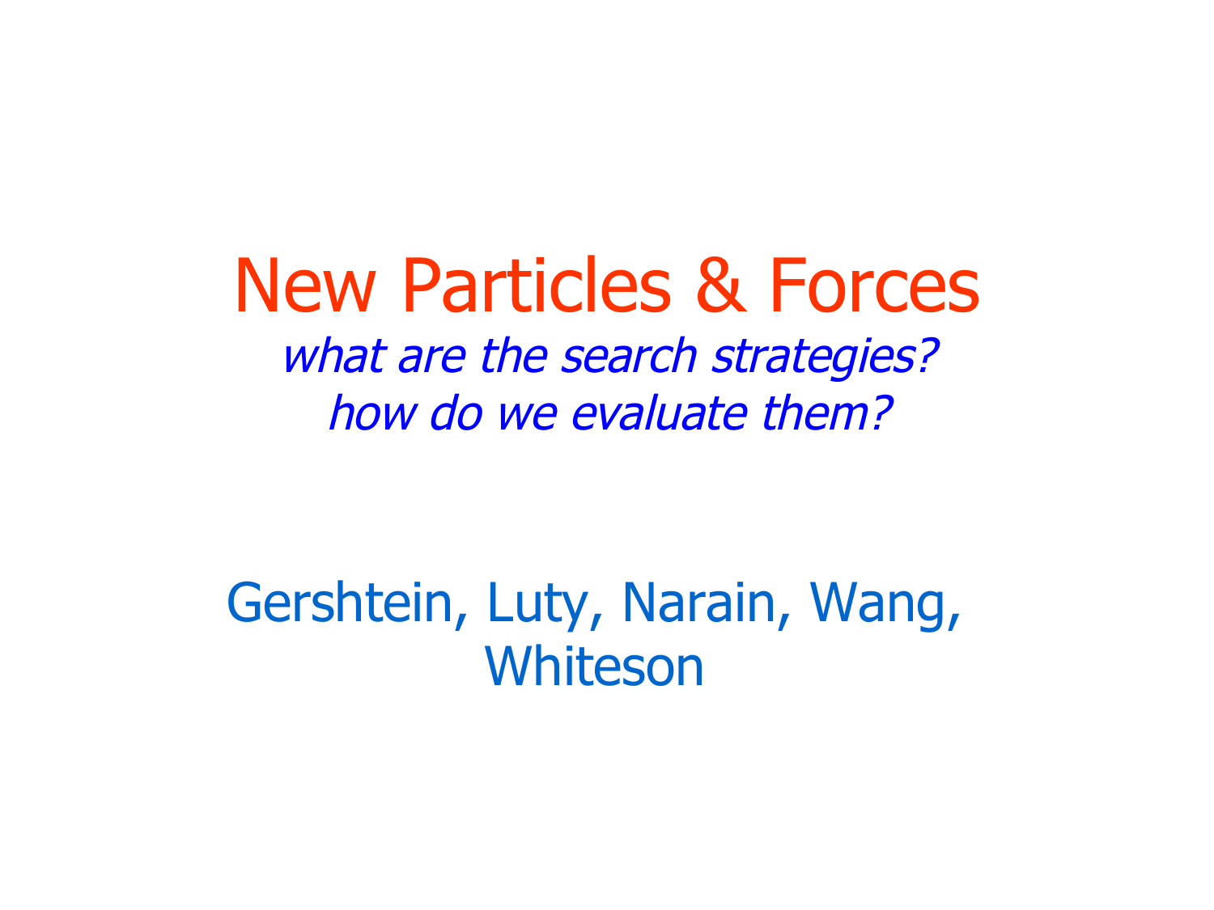# New Particles & Forces

*what are the search strategies?*
*how do we evaluate them?*

Gershtein, Luty, Narain, Wang, Whiteson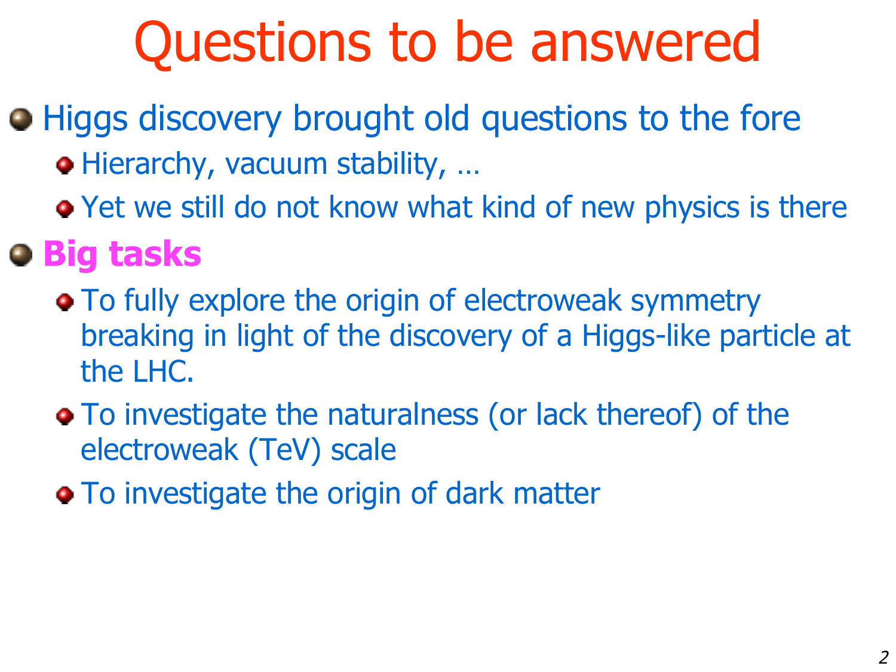# Questions to be answered

- Higgs discovery brought old questions to the fore
  - Hierarchy, vacuum stability, …
  - Yet we still do not know what kind of new physics is there
- **Big tasks**
  - To fully explore the origin of electroweak symmetry breaking in light of the discovery of a Higgs-like particle at the LHC.
  - To investigate the naturalness (or lack thereof) of the electroweak (TeV) scale
  - To investigate the origin of dark matter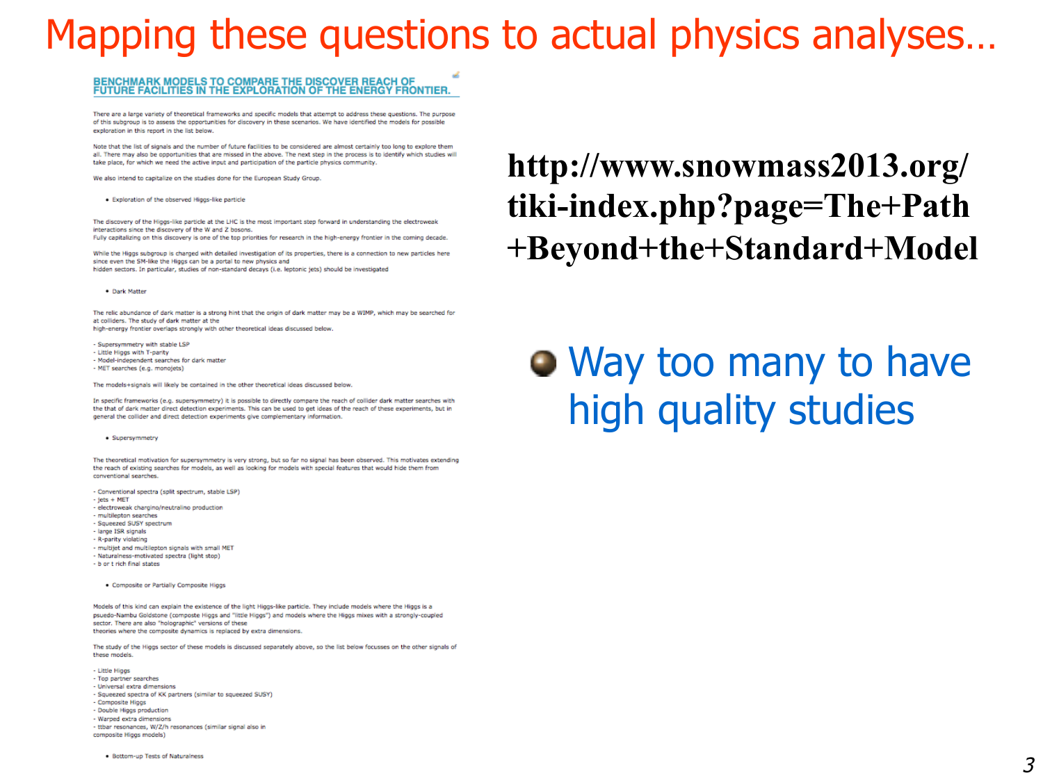# Mapping these questions to actual physics analyses…

## BENCHMARK MODELS TO COMPARE THE DISCOVER REACH OF FUTURE FACILITIES IN THE EXPLORATION OF THE ENERGY FRONTIER.

There are a large variety of theoretical frameworks and specific models that attempt to address these questions. The purpose of this subgroup is to assess the opportunities for discovery in these scenarios. We have identified the models for possible exploration in this report in the list below.

Note that the list of signals and the number of future facilities to be considered are almost certainly too long to explore them all. There may also be opportunities that are missed in the above. The next step in the process is to identify which studies will take place, for which we need the active input and participation of the particle physics community.

We also intend to capitalize on the studies done for the European Study Group.

- Exploration of the observed Higgs-like particle

The discovery of the Higgs-like particle at the LHC is the most important step forward in understanding the electroweak interactions since the discovery of the W and Z bosons.
Fully capitalizing on this discovery is one of the top priorities for research in the high-energy frontier in the coming decade.

While the Higgs subgroup is charged with detailed investigation of its properties, there is a connection to new particles here since even the SM-like the Higgs can be a portal to new physics and
hidden sectors. In particular, studies of non-standard decays (i.e. leptonic jets) should be investigated

- Dark Matter

The relic abundance of dark matter is a strong hint that the origin of dark matter may be a WIMP, which may be searched for at colliders. The study of dark matter at the
high-energy frontier overlaps strongly with other theoretical ideas discussed below.

- Supersymmetry with stable LSP
- Little Higgs with T-parity
- Model-independent searches for dark matter
- MET searches (e.g. monojets)

The models+signals will likely be contained in the other theoretical ideas discussed below.

In specific frameworks (e.g. supersymmetry) it is possible to directly compare the reach of collider dark matter searches with the that of dark matter direct detection experiments. This can be used to get ideas of the reach of these experiments, but in general the collider and direct detection experiments give complementary information.

- Supersymmetry

The theoretical motivation for supersymmetry is very strong, but so far no signal has been observed. This motivates extending the reach of existing searches for models, as well as looking for models with special features that would hide them from conventional searches.

- Conventional spectra (split spectrum, stable LSP)
- jets + MET
- electroweak chargino/neutralino production
- multilepton searches
- Squeezed SUSY spectrum
- large ISR signals
- R-parity violating
- multijet and multilepton signals with small MET
- Naturalness-motivated spectra (light stop)
- b or t rich final states

- Composite or Partially Composite Higgs

Models of this kind can explain the existence of the light Higgs-like particle. They include models where the Higgs is a pseudo-Nambu Goldstone (composte Higgs and "little Higgs") and models where the Higgs mixes with a strongly-coupled sector. There are also "holographic" versions of these
theories where the composite dynamics is replaced by extra dimensions.

The study of the Higgs sector of these models is discussed separately above, so the list below focusses on the other signals of these models.

- Little Higgs
- Top partner searches
- Universal extra dimensions
- Squeezed spectra of KK partners (similar to squeezed SUSY)
- Composite Higgs
- Double Higgs production
- Warped extra dimensions
- ttbar resonances, W/Z/h resonances (similar signal also in composite Higgs models)

- Bottom-up Tests of Naturalness

**http://www.snowmass2013.org/tiki-index.php?page=The+Path+Beyond+the+Standard+Model**

- Way too many to have high quality studies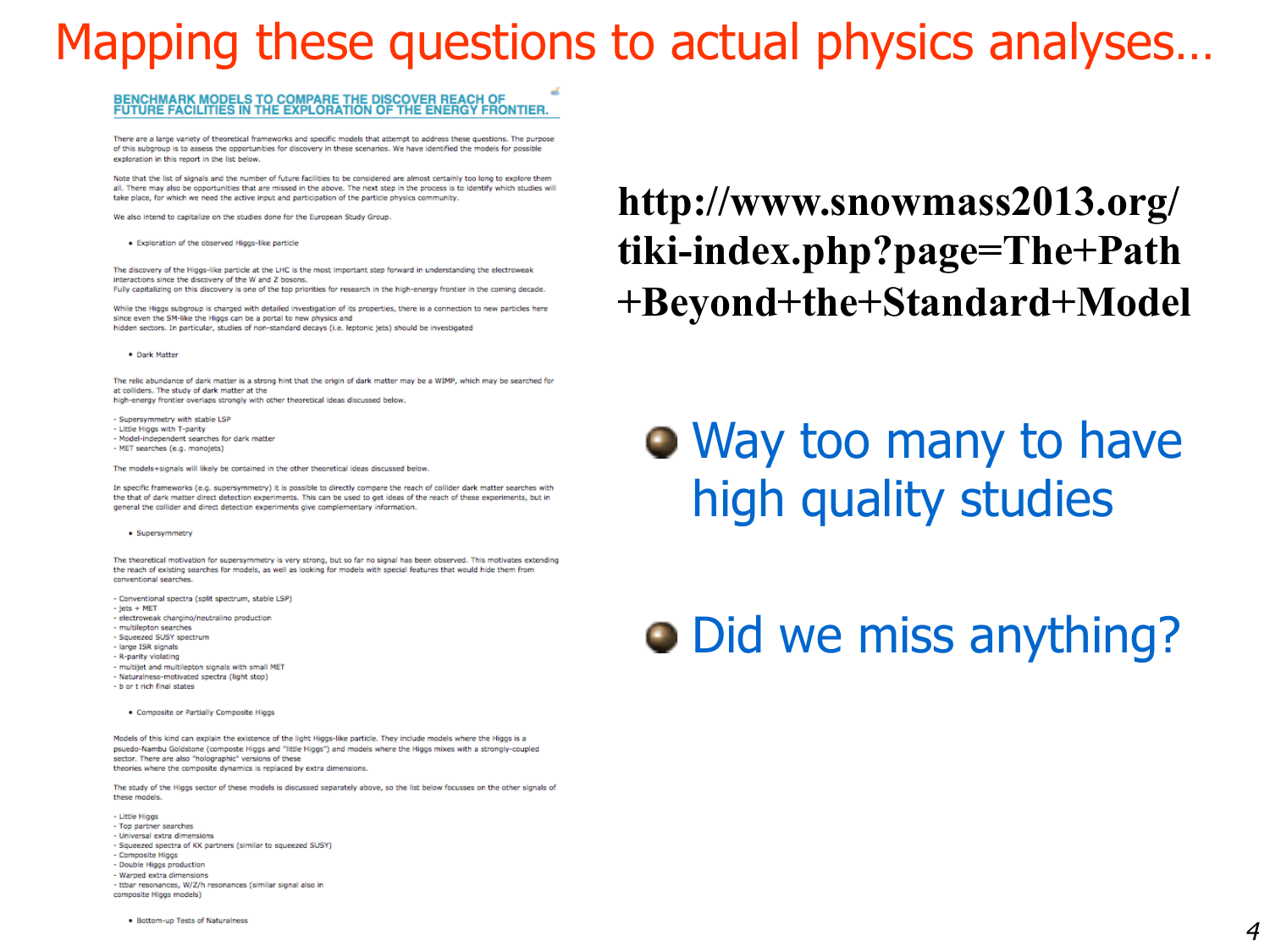# Mapping these questions to actual physics analyses…

## BENCHMARK MODELS TO COMPARE THE DISCOVER REACH OF FUTURE FACILITIES IN THE EXPLORATION OF THE ENERGY FRONTIER.

There are a large variety of theoretical frameworks and specific models that attempt to address these questions. The purpose of this subgroup is to assess the opportunities for discovery in these scenarios. We have identified the models for possible exploration in this report in the list below.

Note that the list of signals and the number of future facilities to be considered are almost certainly too long to explore them all. There may also be opportunities that are missed in the above. The next step in the process is to identify which studies will take place, for which we need the active input and participation of the particle physics community.

We also intend to capitalize on the studies done for the European Study Group.

- Exploration of the observed Higgs-like particle

The discovery of the Higgs-like particle at the LHC is the most important step forward in understanding the electroweak interactions since the discovery of the W and Z bosons.
Fully capitalizing on this discovery is one of the top priorities for research in the high-energy frontier in the coming decade.

While the Higgs subgroup is charged with detailed investigation of its properties, there is a connection to new particles here since even the SM-like the Higgs can be a portal to new physics and hidden sectors. In particular, studies of non-standard decays (i.e. leptonic jets) should be investigated

- Dark Matter

The relic abundance of dark matter is a strong hint that the origin of dark matter may be a WIMP, which may be searched for at colliders. The study of dark matter at the high-energy frontier overlaps strongly with other theoretical ideas discussed below.

- Supersymmetry with stable LSP
- Little Higgs with T-parity
- Model-independent searches for dark matter
- MET searches (e.g. monojets)

The models+signals will likely be contained in the other theoretical ideas discussed below.

In specific frameworks (e.g. supersymmetry) it is possible to directly compare the reach of collider dark matter searches with the that of dark matter direct detection experiments. This can be used to get ideas of the reach of these experiments, but in general the collider and direct detection experiments give complementary information.

- Supersymmetry

The theoretical motivation for supersymmetry is very strong, but so far no signal has been observed. This motivates extending the reach of existing searches for models, as well as looking for models with special features that would hide them from conventional searches.

- Conventional spectra (split spectrum, stable LSP)
- jets + MET
- electroweak chargino/neutralino production
- multilepton searches
- Squeezed SUSY spectrum
- large ISR signals
- R-parity violating
- multijet and multilepton signals with small MET
- Naturalness-motivated spectra (light stop)
- b or t rich final states

- Composite or Partially Composite Higgs

Models of this kind can explain the existence of the light Higgs-like particle. They include models where the Higgs is a pseudo-Nambu Goldstone (composte Higgs and "little Higgs") and models where the Higgs mixes with a strongly-coupled sector. There are also "holographic" versions of these theories where the composite dynamics is replaced by extra dimensions.

The study of the Higgs sector of these models is discussed separately above, so the list below focusses on the other signals of these models.

- Little Higgs
- Top partner searches
- Universal extra dimensions
- Squeezed spectra of KK partners (similar to squeezed SUSY)
- Composite Higgs
- Double Higgs production
- Warped extra dimensions
- ttbar resonances, W/Z/h resonances (similar signal also in composite Higgs models)

- Bottom-up Tests of Naturalness

**http://www.snowmass2013.org/tiki-index.php?page=The+Path+Beyond+the+Standard+Model**

- Way too many to have high quality studies
- Did we miss anything?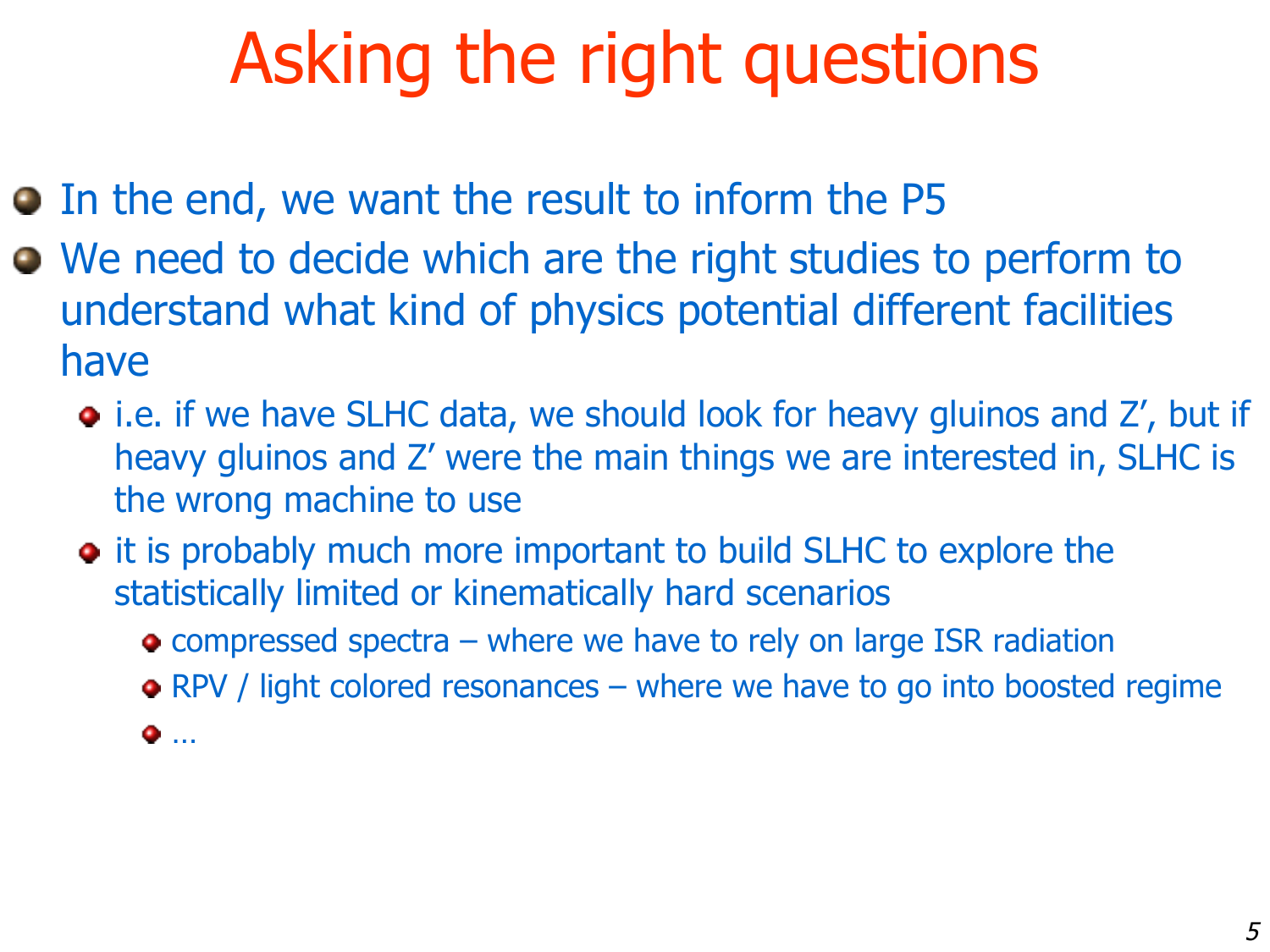# Asking the right questions

- In the end, we want the result to inform the P5
- We need to decide which are the right studies to perform to understand what kind of physics potential different facilities have
  - i.e. if we have SLHC data, we should look for heavy gluinos and Z', but if heavy gluinos and Z' were the main things we are interested in, SLHC is the wrong machine to use
  - it is probably much more important to build SLHC to explore the statistically limited or kinematically hard scenarios
    - compressed spectra – where we have to rely on large ISR radiation
    - RPV / light colored resonances – where we have to go into boosted regime
    - …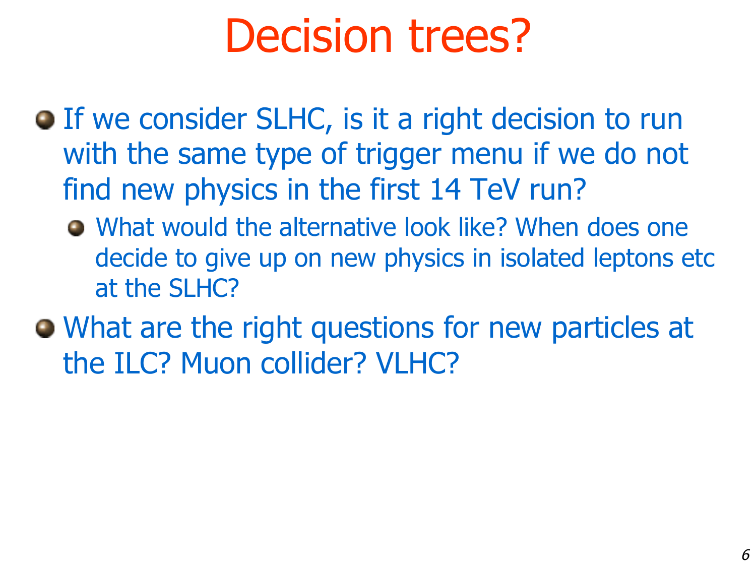# Decision trees?

- If we consider SLHC, is it a right decision to run with the same type of trigger menu if we do not find new physics in the first 14 TeV run?
  - What would the alternative look like? When does one decide to give up on new physics in isolated leptons etc at the SLHC?
- What are the right questions for new particles at the ILC? Muon collider? VLHC?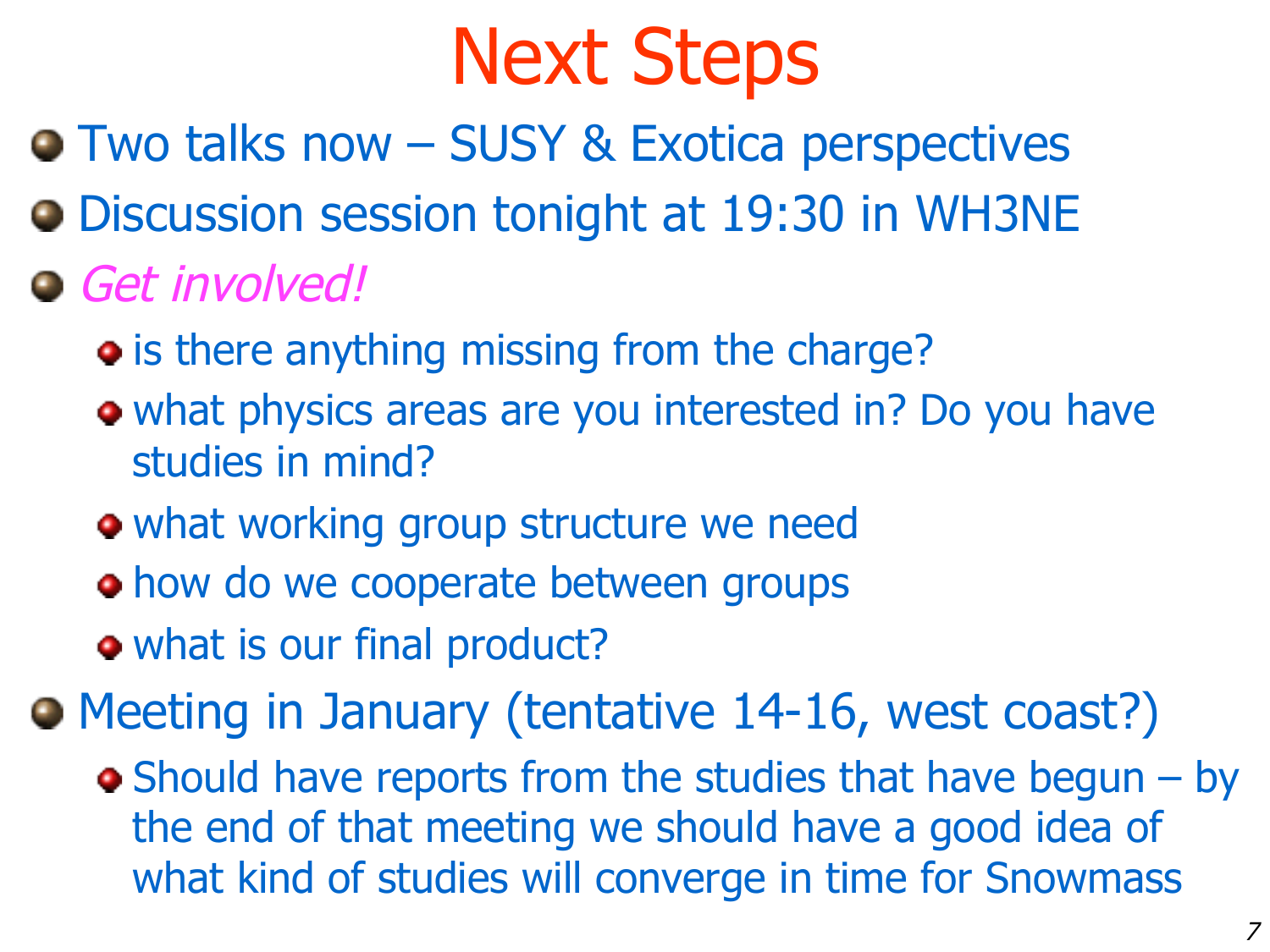# Next Steps

- Two talks now – SUSY & Exotica perspectives
- Discussion session tonight at 19:30 in WH3NE
- *Get involved!*
  - is there anything missing from the charge?
  - what physics areas are you interested in? Do you have studies in mind?
  - what working group structure we need
  - how do we cooperate between groups
  - what is our final product?
- Meeting in January (tentative 14-16, west coast?)
  - Should have reports from the studies that have begun – by the end of that meeting we should have a good idea of what kind of studies will converge in time for Snowmass